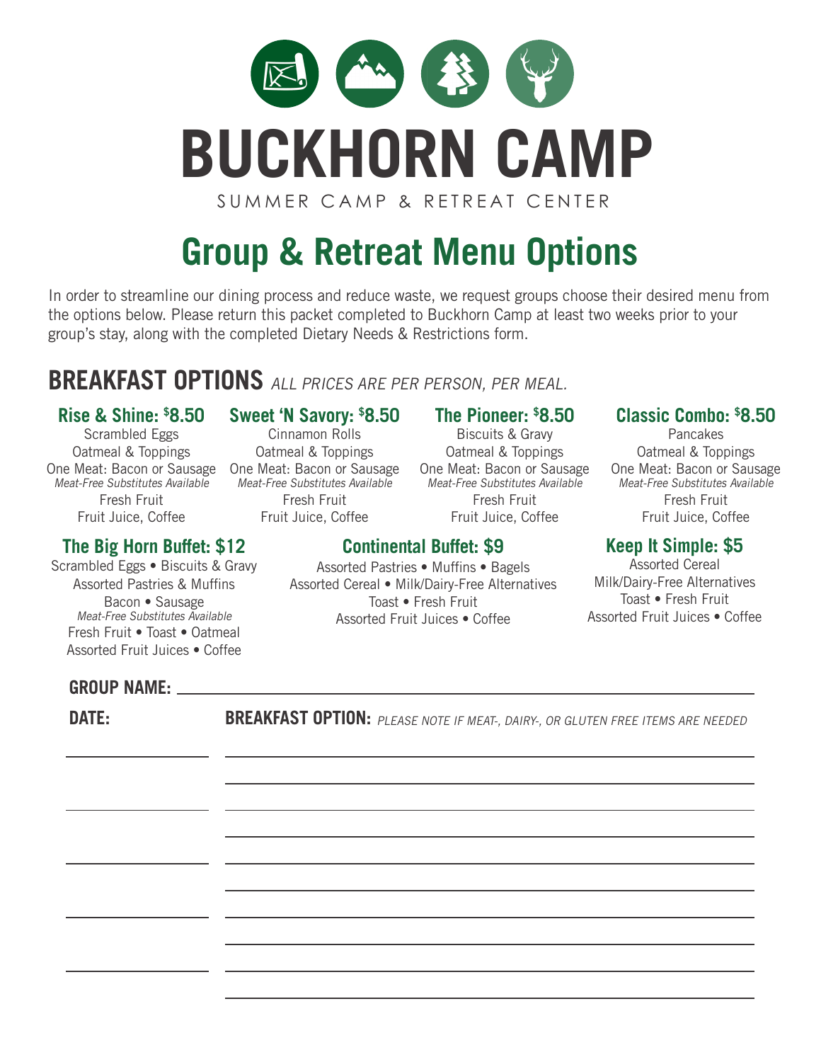# BUCKHORN CAMP

SUMMER CAMP & RETREAT CENTER

# Group & Retreat Menu Options

In order to streamline our dining process and reduce waste, we request groups choose their desired menu from the options below. Please return this packet completed to Buckhorn Camp at least two weeks prior to your group's stay, along with the completed Dietary Needs & Restrictions form.

## BREAKFAST OPTIONS *ALL PRICES ARE PER PERSON, PER MEAL.*

### Rise & Shine: $8.50

Scrambled Eggs
Oatmeal & Toppings
One Meat: Bacon or Sausage
*Meat-Free Substitutes Available*
Fresh Fruit
Fruit Juice, Coffee

### Sweet 'N Savory: $8.50

Cinnamon Rolls
Oatmeal & Toppings
One Meat: Bacon or Sausage
*Meat-Free Substitutes Available*
Fresh Fruit
Fruit Juice, Coffee

### The Pioneer: $8.50

Biscuits & Gravy
Oatmeal & Toppings
One Meat: Bacon or Sausage
*Meat-Free Substitutes Available*
Fresh Fruit
Fruit Juice, Coffee

### Classic Combo: $8.50

Pancakes
Oatmeal & Toppings
One Meat: Bacon or Sausage
*Meat-Free Substitutes Available*
Fresh Fruit
Fruit Juice, Coffee

### The Big Horn Buffet: $12

Scrambled Eggs • Biscuits & Gravy
Assorted Pastries & Muffins
Bacon • Sausage
*Meat-Free Substitutes Available*
Fresh Fruit • Toast • Oatmeal
Assorted Fruit Juices • Coffee

### Continental Buffet: $9

Assorted Pastries • Muffins • Bagels
Assorted Cereal • Milk/Dairy-Free Alternatives
Toast • Fresh Fruit
Assorted Fruit Juices • Coffee

### Keep It Simple: $5

Assorted Cereal
Milk/Dairy-Free Alternatives
Toast • Fresh Fruit
Assorted Fruit Juices • Coffee

**GROUP NAME:** ______________________________

| **DATE:** | **BREAKFAST OPTION:** *PLEASE NOTE IF MEAT-, DAIRY-, OR GLUTEN FREE ITEMS ARE NEEDED* |
|---|---|
| | |
| | |
| | |
| | |
| | |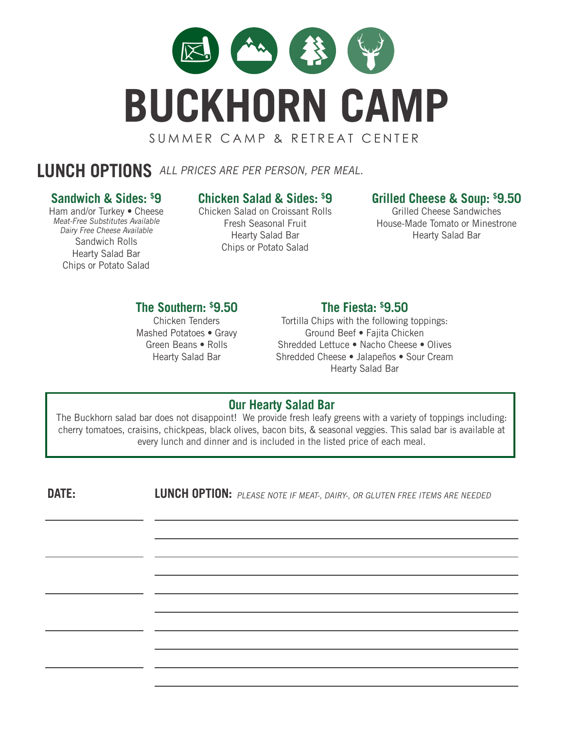# BUCKHORN CAMP

SUMMER CAMP & RETREAT CENTER

## LUNCH OPTIONS *ALL PRICES ARE PER PERSON, PER MEAL.*

### Sandwich & Sides: $9

Ham and/or Turkey • Cheese
*Meat-Free Substitutes Available*
*Dairy Free Cheese Available*
Sandwich Rolls
Hearty Salad Bar
Chips or Potato Salad

### Chicken Salad & Sides: $9

Chicken Salad on Croissant Rolls
Fresh Seasonal Fruit
Hearty Salad Bar
Chips or Potato Salad

### Grilled Cheese & Soup: $9.50

Grilled Cheese Sandwiches
House-Made Tomato or Minestrone
Hearty Salad Bar

### The Southern: $9.50

Chicken Tenders
Mashed Potatoes • Gravy
Green Beans • Rolls
Hearty Salad Bar

### The Fiesta: $9.50

Tortilla Chips with the following toppings:
Ground Beef • Fajita Chicken
Shredded Lettuce • Nacho Cheese • Olives
Shredded Cheese • Jalapeños • Sour Cream
Hearty Salad Bar

### Our Hearty Salad Bar

The Buckhorn salad bar does not disappoint! We provide fresh leafy greens with a variety of toppings including: cherry tomatoes, craisins, chickpeas, black olives, bacon bits, & seasonal veggies. This salad bar is available at every lunch and dinner and is included in the listed price of each meal.

**DATE:** **LUNCH OPTION:** *PLEASE NOTE IF MEAT-, DAIRY-, OR GLUTEN FREE ITEMS ARE NEEDED*

| DATE | LUNCH OPTION |
|---|---|
| | |
| | |
| | |
| | |
| | |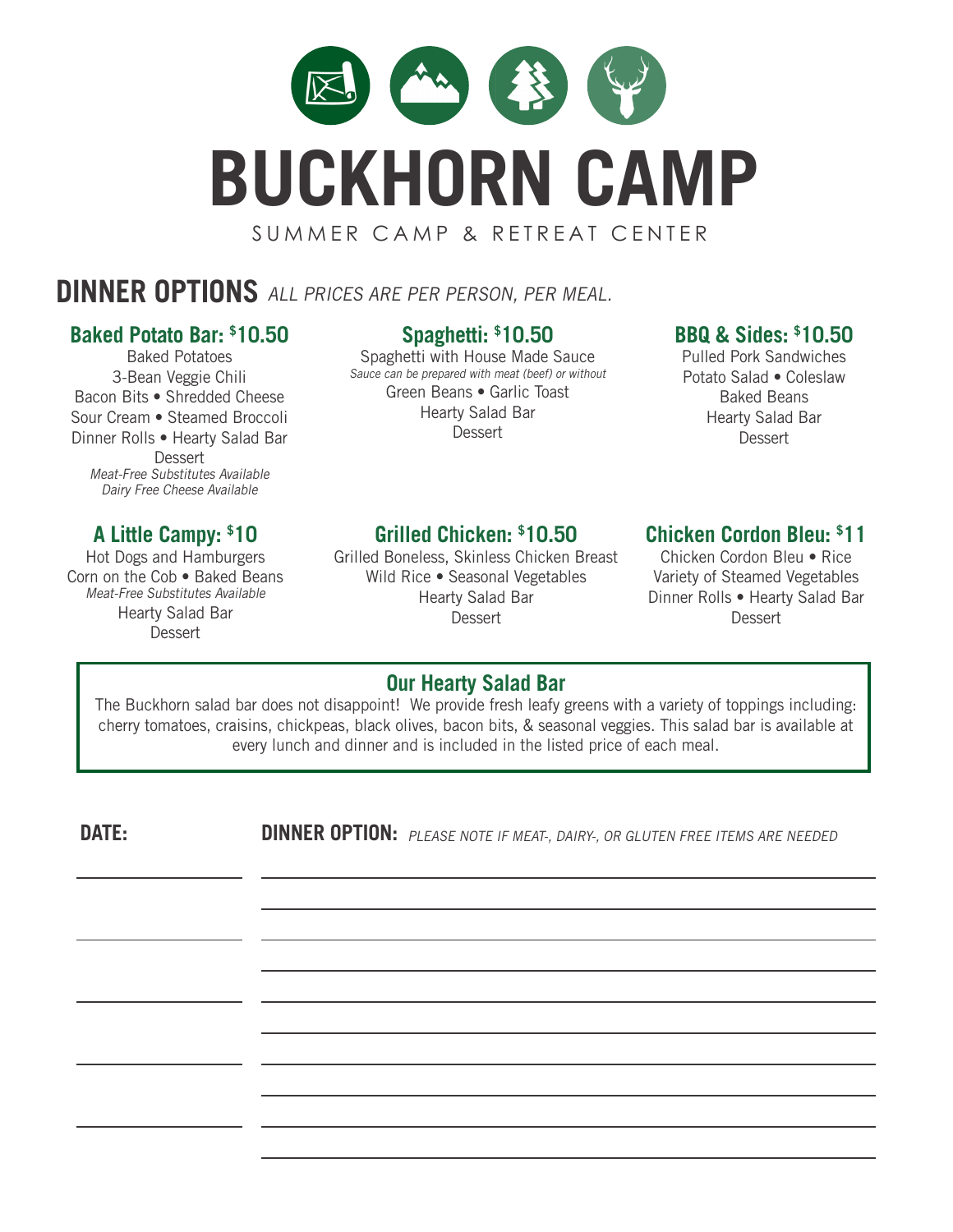# BUCKHORN CAMP

SUMMER CAMP & RETREAT CENTER

## DINNER OPTIONS *ALL PRICES ARE PER PERSON, PER MEAL.*

### Baked Potato Bar: $10.50

Baked Potatoes
3-Bean Veggie Chili
Bacon Bits • Shredded Cheese
Sour Cream • Steamed Broccoli
Dinner Rolls • Hearty Salad Bar
Dessert
*Meat-Free Substitutes Available*
*Dairy Free Cheese Available*

### Spaghetti: $10.50

Spaghetti with House Made Sauce
*Sauce can be prepared with meat (beef) or without*
Green Beans • Garlic Toast
Hearty Salad Bar
Dessert

### BBQ & Sides: $10.50

Pulled Pork Sandwiches
Potato Salad • Coleslaw
Baked Beans
Hearty Salad Bar
Dessert

### A Little Campy: $10

Hot Dogs and Hamburgers
Corn on the Cob • Baked Beans
*Meat-Free Substitutes Available*
Hearty Salad Bar
Dessert

### Grilled Chicken: $10.50

Grilled Boneless, Skinless Chicken Breast
Wild Rice • Seasonal Vegetables
Hearty Salad Bar
Dessert

### Chicken Cordon Bleu: $11

Chicken Cordon Bleu • Rice
Variety of Steamed Vegetables
Dinner Rolls • Hearty Salad Bar
Dessert

### Our Hearty Salad Bar

The Buckhorn salad bar does not disappoint! We provide fresh leafy greens with a variety of toppings including: cherry tomatoes, craisins, chickpeas, black olives, bacon bits, & seasonal veggies. This salad bar is available at every lunch and dinner and is included in the listed price of each meal.

| DATE: | DINNER OPTION: *PLEASE NOTE IF MEAT-, DAIRY-, OR GLUTEN FREE ITEMS ARE NEEDED* |
| --- | --- |
| | |
| | |
| | |
| | |
| | |